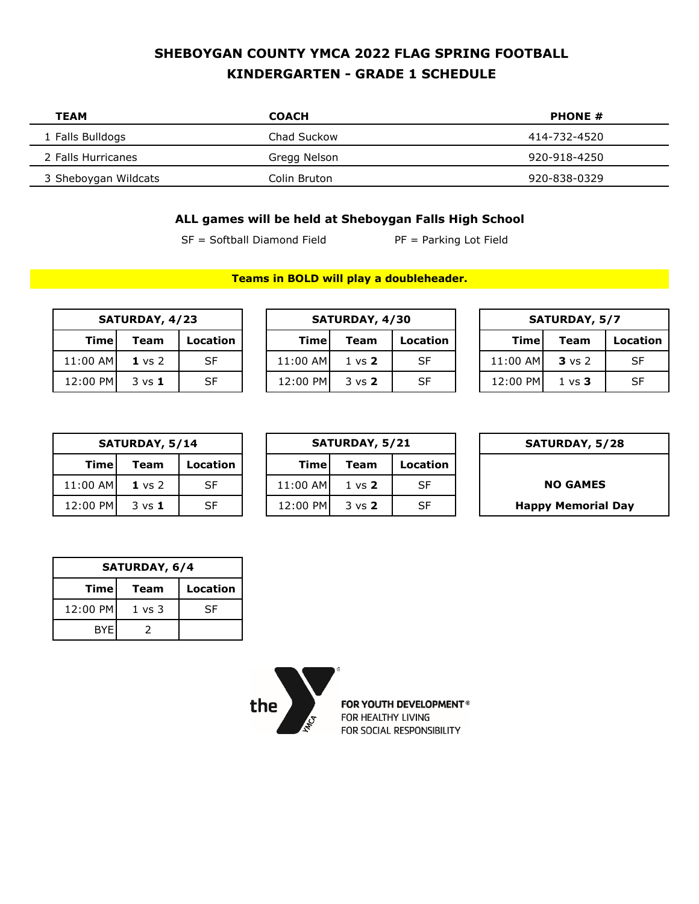# SHEBOYGAN COUNTY YMCA 2022 FLAG SPRING FOOTBALL
# KINDERGARTEN - GRADE 1 SCHEDULE

| TEAM | COACH | PHONE # |
|---|---|---|
| 1 Falls Bulldogs | Chad Suckow | 414-732-4520 |
| 2 Falls Hurricanes | Gregg Nelson | 920-918-4250 |
| 3 Sheboygan Wildcats | Colin Bruton | 920-838-0329 |

**ALL games will be held at Sheboygan Falls High School**

SF = Softball Diamond Field PF = Parking Lot Field

**Teams in BOLD will play a doubleheader.**

| SATURDAY, 4/23 | | |
|---|---|---|
| **Time** | **Team** | **Location** |
| 11:00 AM | **1** vs 2 | SF |
| 12:00 PM | 3 vs **1** | SF |

| SATURDAY, 4/30 | | |
|---|---|---|
| **Time** | **Team** | **Location** |
| 11:00 AM | 1 vs **2** | SF |
| 12:00 PM | 3 vs **2** | SF |

| SATURDAY, 5/7 | | |
|---|---|---|
| **Time** | **Team** | **Location** |
| 11:00 AM | **3** vs 2 | SF |
| 12:00 PM | 1 vs **3** | SF |

| SATURDAY, 5/14 | | |
|---|---|---|
| **Time** | **Team** | **Location** |
| 11:00 AM | **1** vs 2 | SF |
| 12:00 PM | 3 vs **1** | SF |

| SATURDAY, 5/21 | | |
|---|---|---|
| **Time** | **Team** | **Location** |
| 11:00 AM | 1 vs **2** | SF |
| 12:00 PM | 3 vs **2** | SF |

| SATURDAY, 5/28 |
|---|
| **NO GAMES** |
| **Happy Memorial Day** |

| SATURDAY, 6/4 | | |
|---|---|---|
| **Time** | **Team** | **Location** |
| 12:00 PM | 1 vs 3 | SF |
| BYE | 2 | |

the YMCA

FOR YOUTH DEVELOPMENT®
FOR HEALTHY LIVING
FOR SOCIAL RESPONSIBILITY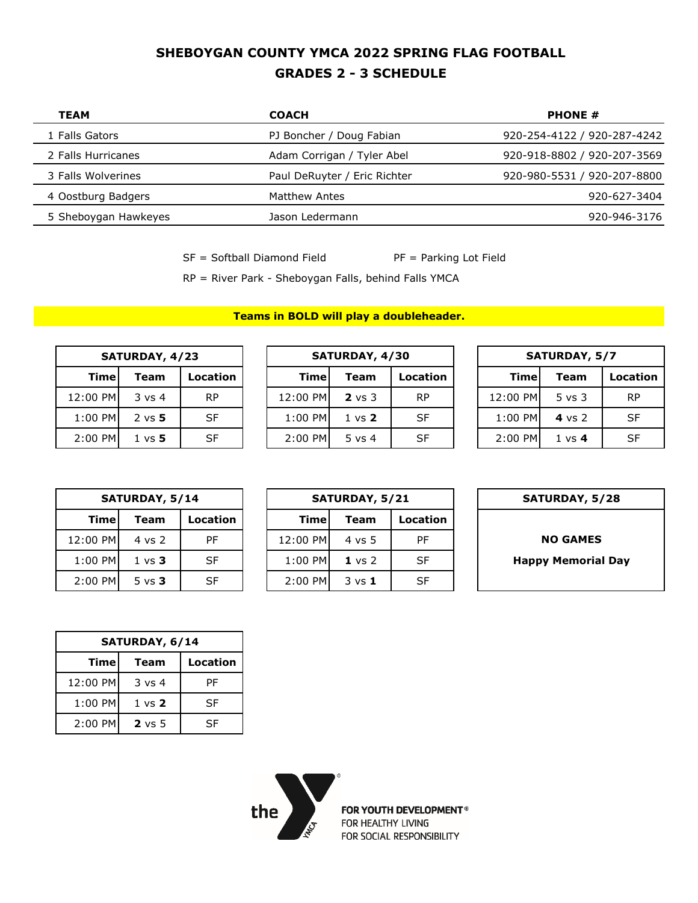# SHEBOYGAN COUNTY YMCA 2022 SPRING FLAG FOOTBALL

## GRADES 2 - 3 SCHEDULE

| TEAM | COACH | PHONE # |
|---|---|---|
| 1 Falls Gators | PJ Boncher / Doug Fabian | 920-254-4122 / 920-287-4242 |
| 2 Falls Hurricanes | Adam Corrigan / Tyler Abel | 920-918-8802 / 920-207-3569 |
| 3 Falls Wolverines | Paul DeRuyter / Eric Richter | 920-980-5531 / 920-207-8800 |
| 4 Oostburg Badgers | Matthew Antes | 920-627-3404 |
| 5 Sheboygan Hawkeyes | Jason Ledermann | 920-946-3176 |

SF = Softball Diamond Field PF = Parking Lot Field

RP = River Park - Sheboygan Falls, behind Falls YMCA

**Teams in BOLD will play a doubleheader.**

| SATURDAY, 4/23 | | |
|---|---|---|
| Time | Team | Location |
| 12:00 PM | 3 vs 4 | RP |
| 1:00 PM | 2 vs **5** | SF |
| 2:00 PM | 1 vs **5** | SF |

| SATURDAY, 4/30 | | |
|---|---|---|
| Time | Team | Location |
| 12:00 PM | **2** vs 3 | RP |
| 1:00 PM | 1 vs **2** | SF |
| 2:00 PM | 5 vs 4 | SF |

| SATURDAY, 5/7 | | |
|---|---|---|
| Time | Team | Location |
| 12:00 PM | 5 vs 3 | RP |
| 1:00 PM | **4** vs 2 | SF |
| 2:00 PM | 1 vs **4** | SF |

| SATURDAY, 5/14 | | |
|---|---|---|
| Time | Team | Location |
| 12:00 PM | 4 vs 2 | PF |
| 1:00 PM | 1 vs **3** | SF |
| 2:00 PM | 5 vs **3** | SF |

| SATURDAY, 5/21 | | |
|---|---|---|
| Time | Team | Location |
| 12:00 PM | 4 vs 5 | PF |
| 1:00 PM | **1** vs 2 | SF |
| 2:00 PM | 3 vs **1** | SF |

**SATURDAY, 5/28**

**NO GAMES**

**Happy Memorial Day**

| SATURDAY, 6/14 | | |
|---|---|---|
| Time | Team | Location |
| 12:00 PM | 3 vs 4 | PF |
| 1:00 PM | 1 vs **2** | SF |
| 2:00 PM | **2** vs 5 | SF |

the YMCA FOR YOUTH DEVELOPMENT® FOR HEALTHY LIVING FOR SOCIAL RESPONSIBILITY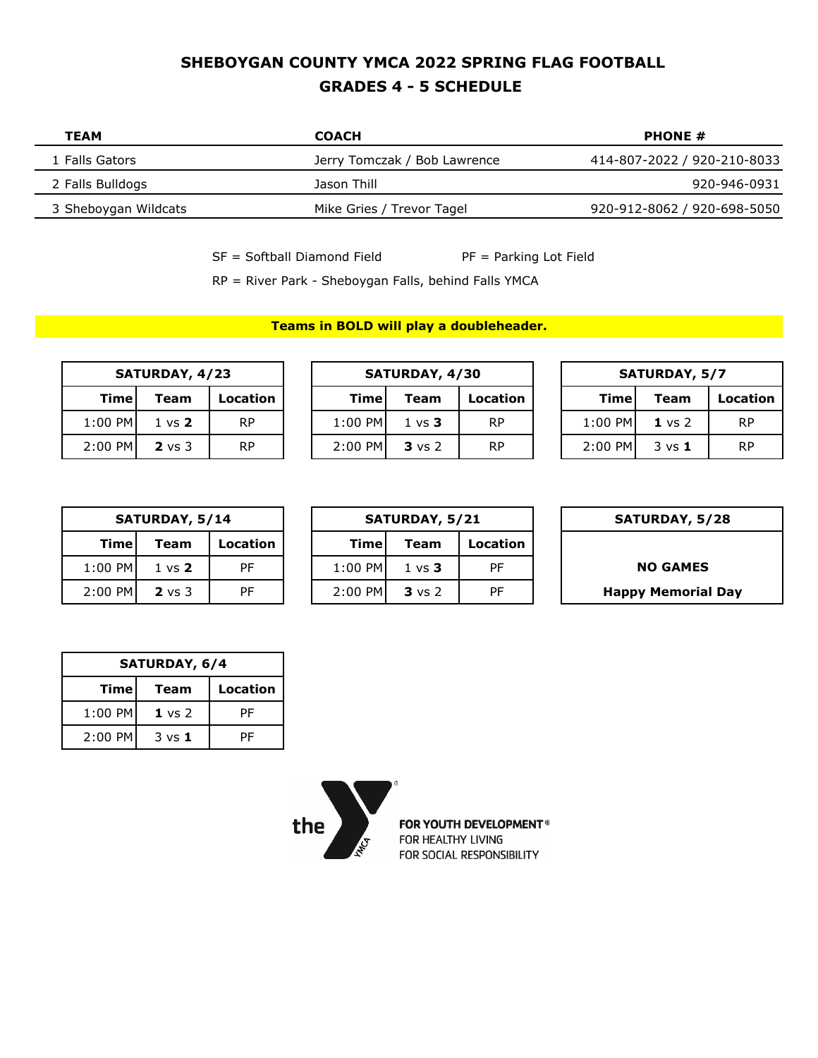# SHEBOYGAN COUNTY YMCA 2022 SPRING FLAG FOOTBALL

## GRADES 4 - 5 SCHEDULE

| TEAM | COACH | PHONE # |
|---|---|---|
| 1 Falls Gators | Jerry Tomczak / Bob Lawrence | 414-807-2022 / 920-210-8033 |
| 2 Falls Bulldogs | Jason Thill | 920-946-0931 |
| 3 Sheboygan Wildcats | Mike Gries / Trevor Tagel | 920-912-8062 / 920-698-5050 |

SF = Softball Diamond Field PF = Parking Lot Field

RP = River Park - Sheboygan Falls, behind Falls YMCA

**Teams in BOLD will play a doubleheader.**

| SATURDAY, 4/23 | | |
|---|---|---|
| **Time** | **Team** | **Location** |
| 1:00 PM | 1 vs **2** | RP |
| 2:00 PM | **2** vs 3 | RP |

| SATURDAY, 4/30 | | |
|---|---|---|
| **Time** | **Team** | **Location** |
| 1:00 PM | 1 vs **3** | RP |
| 2:00 PM | **3** vs 2 | RP |

| SATURDAY, 5/7 | | |
|---|---|---|
| **Time** | **Team** | **Location** |
| 1:00 PM | **1** vs 2 | RP |
| 2:00 PM | 3 vs **1** | RP |

| SATURDAY, 5/14 | | |
|---|---|---|
| **Time** | **Team** | **Location** |
| 1:00 PM | 1 vs **2** | PF |
| 2:00 PM | **2** vs 3 | PF |

| SATURDAY, 5/21 | | |
|---|---|---|
| **Time** | **Team** | **Location** |
| 1:00 PM | 1 vs **3** | PF |
| 2:00 PM | **3** vs 2 | PF |

| SATURDAY, 5/28 |
|---|
| **NO GAMES** |
| **Happy Memorial Day** |

| SATURDAY, 6/4 | | |
|---|---|---|
| **Time** | **Team** | **Location** |
| 1:00 PM | **1** vs 2 | PF |
| 2:00 PM | 3 vs **1** | PF |

the YMCA

FOR YOUTH DEVELOPMENT®
FOR HEALTHY LIVING
FOR SOCIAL RESPONSIBILITY